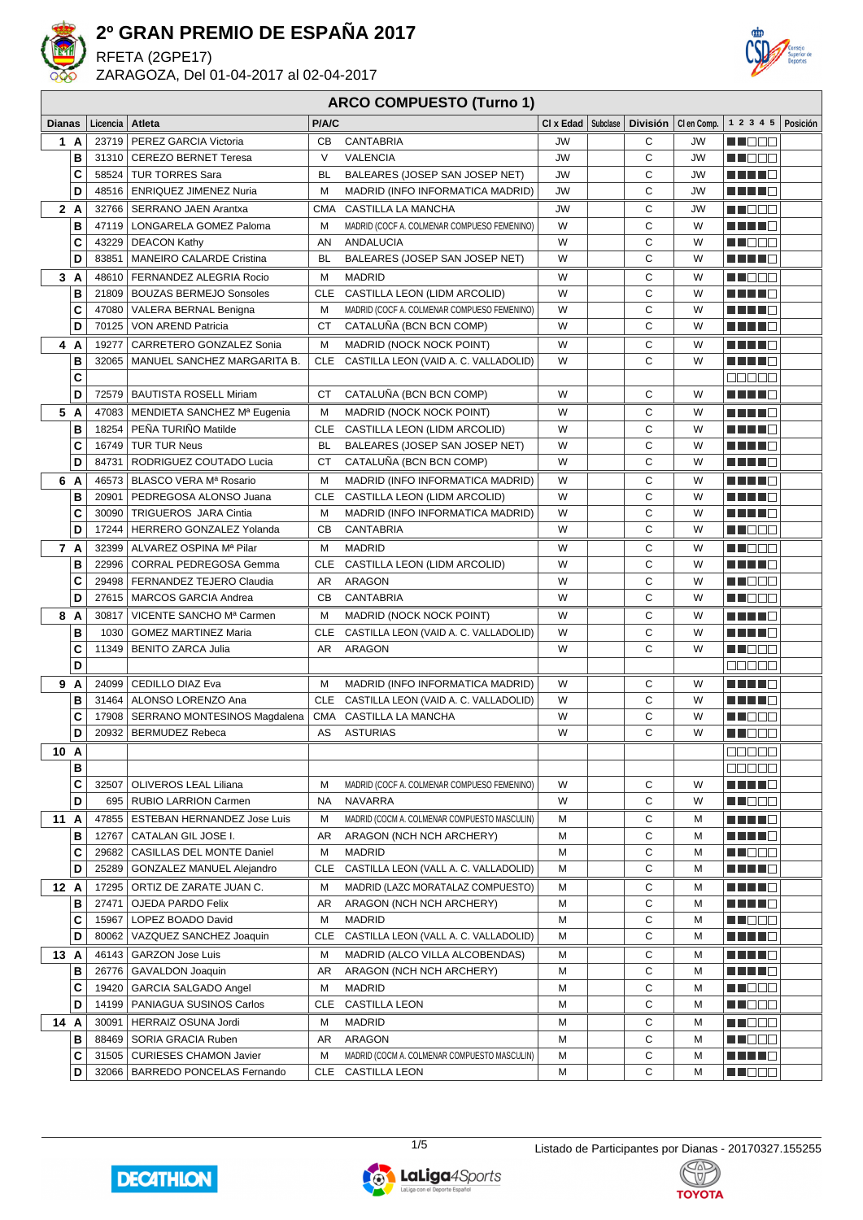# 2º GRAN PREMIO DE ESPAÑA 2017

RFETA (2GPE17)

ZARAGOZA, Del 01-04-2017 al 02-04-2017

## ARCO COMPUESTO (Turno 1)

| Dianas | | Licencia | Atleta | P/A/C | | Cl x Edad | Subclase | División | Cl en Comp. | 1 2 3 4 5 | Posición |
|---|---|---|---|---|---|---|---|---|---|---|---|
| 1 | A | 23719 | PEREZ GARCIA Victoria | CB | CANTABRIA | JW | | C | JW | | |
| | B | 31310 | CEREZO BERNET Teresa | V | VALENCIA | JW | | C | JW | | |
| | C | 58524 | TUR TORRES Sara | BL | BALEARES (JOSEP SAN JOSEP NET) | JW | | C | JW | | |
| | D | 48516 | ENRIQUEZ JIMENEZ Nuria | M | MADRID (INFO INFORMATICA MADRID) | JW | | C | JW | | |
| 2 | A | 32766 | SERRANO JAEN Arantxa | CMA | CASTILLA LA MANCHA | JW | | C | JW | | |
| | B | 47119 | LONGARELA GOMEZ Paloma | M | MADRID (COCF A. COLMENAR COMPUESO FEMENINO) | W | | C | W | | |
| | C | 43229 | DEACON Kathy | AN | ANDALUCIA | W | | C | W | | |
| | D | 83851 | MANEIRO CALARDE Cristina | BL | BALEARES (JOSEP SAN JOSEP NET) | W | | C | W | | |
| 3 | A | 48610 | FERNANDEZ ALEGRIA Rocio | M | MADRID | W | | C | W | | |
| | B | 21809 | BOUZAS BERMEJO Sonsoles | CLE | CASTILLA LEON (LIDM ARCOLID) | W | | C | W | | |
| | C | 47080 | VALERA BERNAL Benigna | M | MADRID (COCF A. COLMENAR COMPUESO FEMENINO) | W | | C | W | | |
| | D | 70125 | VON AREND Patricia | CT | CATALUÑA (BCN BCN COMP) | W | | C | W | | |
| 4 | A | 19277 | CARRETERO GONZALEZ Sonia | M | MADRID (NOCK NOCK POINT) | W | | C | W | | |
| | B | 32065 | MANUEL SANCHEZ MARGARITA B. | CLE | CASTILLA LEON (VAID A. C. VALLADOLID) | W | | C | W | | |
| | C | | | | | | | | | | |
| | D | 72579 | BAUTISTA ROSELL Miriam | CT | CATALUÑA (BCN BCN COMP) | W | | C | W | | |
| 5 | A | 47083 | MENDIETA SANCHEZ Mª Eugenia | M | MADRID (NOCK NOCK POINT) | W | | C | W | | |
| | B | 18254 | PEÑA TURIÑO Matilde | CLE | CASTILLA LEON (LIDM ARCOLID) | W | | C | W | | |
| | C | 16749 | TUR TUR Neus | BL | BALEARES (JOSEP SAN JOSEP NET) | W | | C | W | | |
| | D | 84731 | RODRIGUEZ COUTADO Lucia | CT | CATALUÑA (BCN BCN COMP) | W | | C | W | | |
| 6 | A | 46573 | BLASCO VERA Mª Rosario | M | MADRID (INFO INFORMATICA MADRID) | W | | C | W | | |
| | B | 20901 | PEDREGOSA ALONSO Juana | CLE | CASTILLA LEON (LIDM ARCOLID) | W | | C | W | | |
| | C | 30090 | TRIGUEROS JARA Cintia | M | MADRID (INFO INFORMATICA MADRID) | W | | C | W | | |
| | D | 17244 | HERRERO GONZALEZ Yolanda | CB | CANTABRIA | W | | C | W | | |
| 7 | A | 32399 | ALVAREZ OSPINA Mª Pilar | M | MADRID | W | | C | W | | |
| | B | 22996 | CORRAL PEDREGOSA Gemma | CLE | CASTILLA LEON (LIDM ARCOLID) | W | | C | W | | |
| | C | 29498 | FERNANDEZ TEJERO Claudia | AR | ARAGON | W | | C | W | | |
| | D | 27615 | MARCOS GARCIA Andrea | CB | CANTABRIA | W | | C | W | | |
| 8 | A | 30817 | VICENTE SANCHO Mª Carmen | M | MADRID (NOCK NOCK POINT) | W | | C | W | | |
| | B | 1030 | GOMEZ MARTINEZ Maria | CLE | CASTILLA LEON (VAID A. C. VALLADOLID) | W | | C | W | | |
| | C | 11349 | BENITO ZARCA Julia | AR | ARAGON | W | | C | W | | |
| | D | | | | | | | | | | |
| 9 | A | 24099 | CEDILLO DIAZ Eva | M | MADRID (INFO INFORMATICA MADRID) | W | | C | W | | |
| | B | 31464 | ALONSO LORENZO Ana | CLE | CASTILLA LEON (VAID A. C. VALLADOLID) | W | | C | W | | |
| | C | 17908 | SERRANO MONTESINOS Magdalena | CMA | CASTILLA LA MANCHA | W | | C | W | | |
| | D | 20932 | BERMUDEZ Rebeca | AS | ASTURIAS | W | | C | W | | |
| 10 | A | | | | | | | | | | |
| | B | | | | | | | | | | |
| | C | 32507 | OLIVEROS LEAL Liliana | M | MADRID (COCF A. COLMENAR COMPUESO FEMENINO) | W | | C | W | | |
| | D | 695 | RUBIO LARRION Carmen | NA | NAVARRA | W | | C | W | | |
| 11 | A | 47855 | ESTEBAN HERNANDEZ Jose Luis | M | MADRID (COCM A. COLMENAR COMPUESTO MASCULIN) | M | | C | M | | |
| | B | 12767 | CATALAN GIL JOSE I. | AR | ARAGON (NCH NCH ARCHERY) | M | | C | M | | |
| | C | 29682 | CASILLAS DEL MONTE Daniel | M | MADRID | M | | C | M | | |
| | D | 25289 | GONZALEZ MANUEL Alejandro | CLE | CASTILLA LEON (VALL A. C. VALLADOLID) | M | | C | M | | |
| 12 | A | 17295 | ORTIZ DE ZARATE JUAN C. | M | MADRID (LAZC MORATALAZ COMPUESTO) | M | | C | M | | |
| | B | 27471 | OJEDA PARDO Felix | AR | ARAGON (NCH NCH ARCHERY) | M | | C | M | | |
| | C | 15967 | LOPEZ BOADO David | M | MADRID | M | | C | M | | |
| | D | 80062 | VAZQUEZ SANCHEZ Joaquin | CLE | CASTILLA LEON (VALL A. C. VALLADOLID) | M | | C | M | | |
| 13 | A | 46143 | GARZON Jose Luis | M | MADRID (ALCO VILLA ALCOBENDAS) | M | | C | M | | |
| | B | 26776 | GAVALDON Joaquin | AR | ARAGON (NCH NCH ARCHERY) | M | | C | M | | |
| | C | 19420 | GARCIA SALGADO Angel | M | MADRID | M | | C | M | | |
| | D | 14199 | PANIAGUA SUSINOS Carlos | CLE | CASTILLA LEON | M | | C | M | | |
| 14 | A | 30091 | HERRAIZ OSUNA Jordi | M | MADRID | M | | C | M | | |
| | B | 88469 | SORIA GRACIA Ruben | AR | ARAGON | M | | C | M | | |
| | C | 31505 | CURIESES CHAMON Javier | M | MADRID (COCM A. COLMENAR COMPUESTO MASCULIN) | M | | C | M | | |
| | D | 32066 | BARREDO PONCELAS Fernando | CLE | CASTILLA LEON | M | | C | M | | |

Listado de Participantes por Dianas - 20170327.155255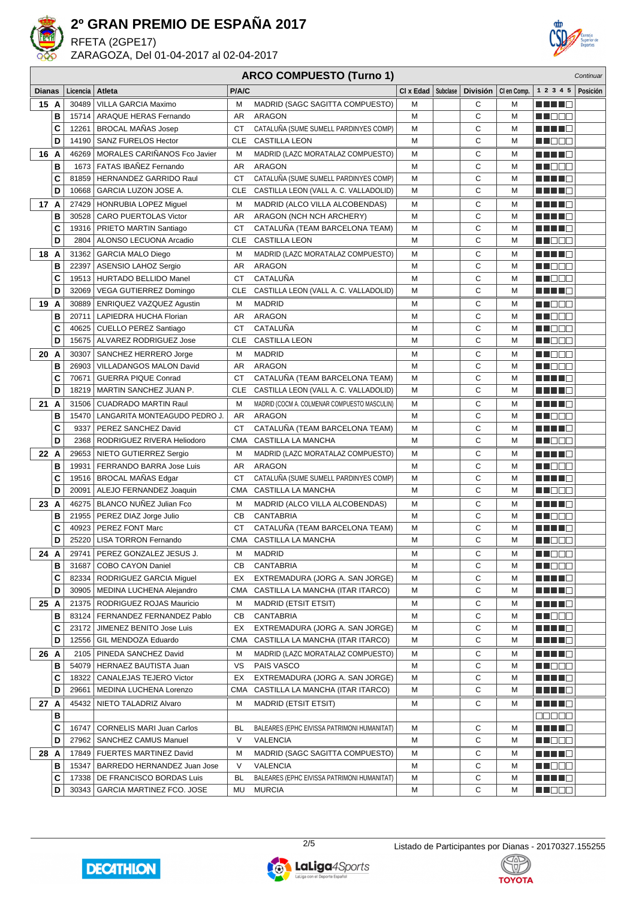# 2º GRAN PREMIO DE ESPAÑA 2017

RFETA (2GPE17)

ZARAGOZA, Del 01-04-2017 al 02-04-2017

## ARCO COMPUESTO (Turno 1)

*Continuar*

| Dianas | | Licencia | Atleta | P/A/C | | Cl x Edad | Subclase | División | Cl en Comp. | 1 2 3 4 5 | Posición |
|---|---|---|---|---|---|---|---|---|---|---|---|
| 15 | A | 30489 | VILLA GARCIA Maximo | M | MADRID (SAGC SAGITTA COMPUESTO) | M | | C | M | ■■■■□ | |
| | B | 15714 | ARAQUE HERAS Fernando | AR | ARAGON | M | | C | M | ■■□□□ | |
| | C | 12261 | BROCAL MAÑAS Josep | CT | CATALUÑA (SUME SUMELL PARDINYES COMP) | M | | C | M | ■■■■□ | |
| | D | 14190 | SANZ FURELOS Hector | CLE | CASTILLA LEON | M | | C | M | ■■□□□ | |
| 16 | A | 46269 | MORALES CARIÑANOS Fco Javier | M | MADRID (LAZC MORATALAZ COMPUESTO) | M | | C | M | ■■■■□ | |
| | B | 1673 | FATAS IBAÑEZ Fernando | AR | ARAGON | M | | C | M | ■■□□□ | |
| | C | 81859 | HERNANDEZ GARRIDO Raul | CT | CATALUÑA (SUME SUMELL PARDINYES COMP) | M | | C | M | ■■■■□ | |
| | D | 10668 | GARCIA LUZON JOSE A. | CLE | CASTILLA LEON (VALL A. C. VALLADOLID) | M | | C | M | ■■■■□ | |
| 17 | A | 27429 | HONRUBIA LOPEZ Miguel | M | MADRID (ALCO VILLA ALCOBENDAS) | M | | C | M | ■■■■□ | |
| | B | 30528 | CARO PUERTOLAS Victor | AR | ARAGON (NCH NCH ARCHERY) | M | | C | M | ■■■■□ | |
| | C | 19316 | PRIETO MARTIN Santiago | CT | CATALUÑA (TEAM BARCELONA TEAM) | M | | C | M | ■■■■□ | |
| | D | 2804 | ALONSO LECUONA Arcadio | CLE | CASTILLA LEON | M | | C | M | ■■□□□ | |
| 18 | A | 31362 | GARCIA MALO Diego | M | MADRID (LAZC MORATALAZ COMPUESTO) | M | | C | M | ■■■■□ | |
| | B | 22397 | ASENSIO LAHOZ Sergio | AR | ARAGON | M | | C | M | ■■□□□ | |
| | C | 19513 | HURTADO BELLIDO Manel | CT | CATALUÑA | M | | C | M | ■■□□□ | |
| | D | 32069 | VEGA GUTIERREZ Domingo | CLE | CASTILLA LEON (VALL A. C. VALLADOLID) | M | | C | M | ■■■■□ | |
| 19 | A | 30889 | ENRIQUEZ VAZQUEZ Agustin | M | MADRID | M | | C | M | ■■□□□ | |
| | B | 20711 | LAPIEDRA HUCHA Florian | AR | ARAGON | M | | C | M | ■■□□□ | |
| | C | 40625 | CUELLO PEREZ Santiago | CT | CATALUÑA | M | | C | M | ■■□□□ | |
| | D | 15675 | ALVAREZ RODRIGUEZ Jose | CLE | CASTILLA LEON | M | | C | M | ■■□□□ | |
| 20 | A | 30307 | SANCHEZ HERRERO Jorge | M | MADRID | M | | C | M | ■■□□□ | |
| | B | 26903 | VILLADANGOS MALON David | AR | ARAGON | M | | C | M | ■■□□□ | |
| | C | 70671 | GUERRA PIQUE Conrad | CT | CATALUÑA (TEAM BARCELONA TEAM) | M | | C | M | ■■■■□ | |
| | D | 18219 | MARTIN SANCHEZ JUAN P. | CLE | CASTILLA LEON (VALL A. C. VALLADOLID) | M | | C | M | ■■■■□ | |
| 21 | A | 31506 | CUADRADO MARTIN Raul | M | MADRID (COCM A. COLMENAR COMPUESTO MASCULIN) | M | | C | M | ■■■■□ | |
| | B | 15470 | LANGARITA MONTEAGUDO PEDRO J. | AR | ARAGON | M | | C | M | ■■□□□ | |
| | C | 9337 | PEREZ SANCHEZ David | CT | CATALUÑA (TEAM BARCELONA TEAM) | M | | C | M | ■■■■□ | |
| | D | 2368 | RODRIGUEZ RIVERA Heliodoro | CMA | CASTILLA LA MANCHA | M | | C | M | ■■□□□ | |
| 22 | A | 29653 | NIETO GUTIERREZ Sergio | M | MADRID (LAZC MORATALAZ COMPUESTO) | M | | C | M | ■■■■□ | |
| | B | 19931 | FERRANDO BARRA Jose Luis | AR | ARAGON | M | | C | M | ■■□□□ | |
| | C | 19516 | BROCAL MAÑAS Edgar | CT | CATALUÑA (SUME SUMELL PARDINYES COMP) | M | | C | M | ■■■■□ | |
| | D | 20091 | ALEJO FERNANDEZ Joaquin | CMA | CASTILLA LA MANCHA | M | | C | M | ■■□□□ | |
| 23 | A | 46275 | BLANCO NUÑEZ Julian Fco | M | MADRID (ALCO VILLA ALCOBENDAS) | M | | C | M | ■■■■□ | |
| | B | 21955 | PEREZ DIAZ Jorge Julio | CB | CANTABRIA | M | | C | M | ■■□□□ | |
| | C | 40923 | PEREZ FONT Marc | CT | CATALUÑA (TEAM BARCELONA TEAM) | M | | C | M | ■■■■□ | |
| | D | 25220 | LISA TORRON Fernando | CMA | CASTILLA LA MANCHA | M | | C | M | ■■□□□ | |
| 24 | A | 29741 | PEREZ GONZALEZ JESUS J. | M | MADRID | M | | C | M | ■■□□□ | |
| | B | 31687 | COBO CAYON Daniel | CB | CANTABRIA | M | | C | M | ■■□□□ | |
| | C | 82334 | RODRIGUEZ GARCIA Miguel | EX | EXTREMADURA (JORG A. SAN JORGE) | M | | C | M | ■■■■□ | |
| | D | 30905 | MEDINA LUCHENA Alejandro | CMA | CASTILLA LA MANCHA (ITAR ITARCO) | M | | C | M | ■■■■□ | |
| 25 | A | 21375 | RODRIGUEZ ROJAS Mauricio | M | MADRID (ETSIT ETSIT) | M | | C | M | ■■■■□ | |
| | B | 83124 | FERNANDEZ FERNANDEZ Pablo | CB | CANTABRIA | M | | C | M | ■■□□□ | |
| | C | 23172 | JIMENEZ BENITO Jose Luis | EX | EXTREMADURA (JORG A. SAN JORGE) | M | | C | M | ■■■■□ | |
| | D | 12556 | GIL MENDOZA Eduardo | CMA | CASTILLA LA MANCHA (ITAR ITARCO) | M | | C | M | ■■■■□ | |
| 26 | A | 2105 | PINEDA SANCHEZ David | M | MADRID (LAZC MORATALAZ COMPUESTO) | M | | C | M | ■■■■□ | |
| | B | 54079 | HERNAEZ BAUTISTA Juan | VS | PAIS VASCO | M | | C | M | ■■□□□ | |
| | C | 18322 | CANALEJAS TEJERO Victor | EX | EXTREMADURA (JORG A. SAN JORGE) | M | | C | M | ■■■■□ | |
| | D | 29661 | MEDINA LUCHENA Lorenzo | CMA | CASTILLA LA MANCHA (ITAR ITARCO) | M | | C | M | ■■■■□ | |
| 27 | A | 45432 | NIETO TALADRIZ Alvaro | M | MADRID (ETSIT ETSIT) | M | | C | M | ■■■■□ | |
| | B | | | | | | | | | □□□□□ | |
| | C | 16747 | CORNELIS MARI Juan Carlos | BL | BALEARES (EPHC EIVISSA PATRIMONI HUMANITAT) | M | | C | M | ■■■■□ | |
| | D | 27962 | SANCHEZ CAMUS Manuel | V | VALENCIA | M | | C | M | ■■□□□ | |
| 28 | A | 17849 | FUERTES MARTINEZ David | M | MADRID (SAGC SAGITTA COMPUESTO) | M | | C | M | ■■■■□ | |
| | B | 15347 | BARREDO HERNANDEZ Juan Jose | V | VALENCIA | M | | C | M | ■■□□□ | |
| | C | 17338 | DE FRANCISCO BORDAS Luis | BL | BALEARES (EPHC EIVISSA PATRIMONI HUMANITAT) | M | | C | M | ■■■■□ | |
| | D | 30343 | GARCIA MARTINEZ FCO. JOSE | MU | MURCIA | M | | C | M | ■■□□□ | |

Listado de Participantes por Dianas - 20170327.155255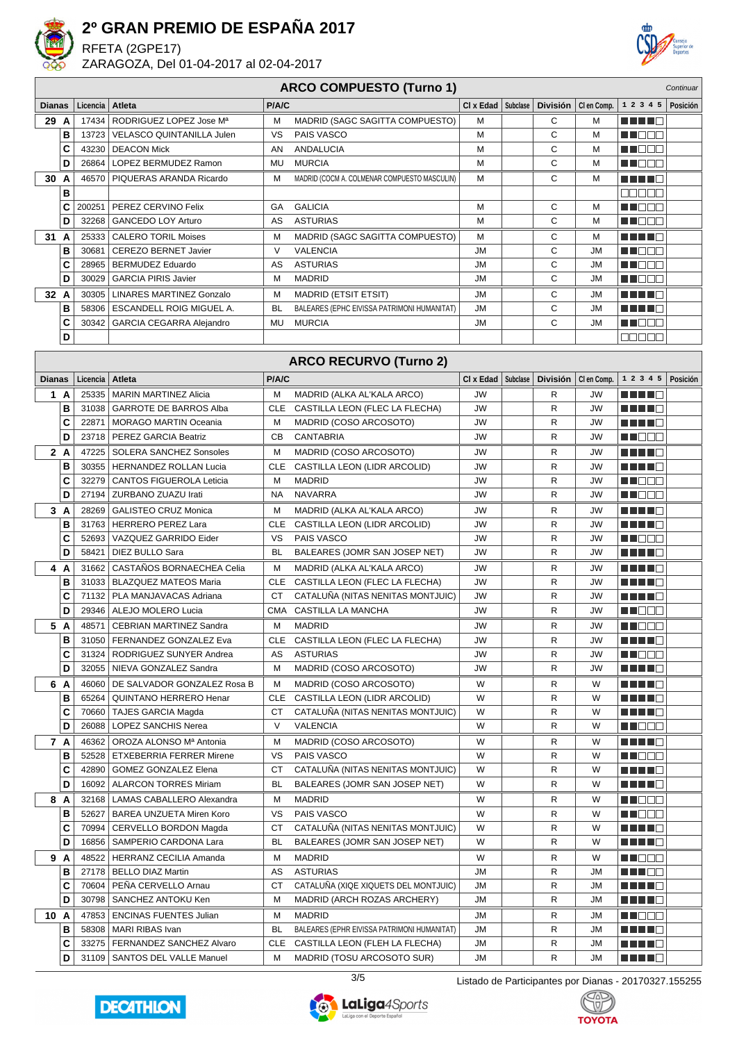# 2º GRAN PREMIO DE ESPAÑA 2017

RFETA (2GPE17)

ZARAGOZA, Del 01-04-2017 al 02-04-2017

## ARCO COMPUESTO (Turno 1)

*Continuar*

| Dianas | | Licencia | Atleta | P/A/C | | Cl x Edad | Subclase | División | Cl en Comp. | 1 2 3 4 5 | Posición |
|---|---|---|---|---|---|---|---|---|---|---|---|
| 29 | A | 17434 | RODRIGUEZ LOPEZ Jose Mª | M | MADRID (SAGC SAGITTA COMPUESTO) | M | | C | M | | |
| | B | 13723 | VELASCO QUINTANILLA Julen | VS | PAIS VASCO | M | | C | M | | |
| | C | 43230 | DEACON Mick | AN | ANDALUCIA | M | | C | M | | |
| | D | 26864 | LOPEZ BERMUDEZ Ramon | MU | MURCIA | M | | C | M | | |
| 30 | A | 46570 | PIQUERAS ARANDA Ricardo | M | MADRID (COCM A. COLMENAR COMPUESTO MASCULIN) | M | | C | M | | |
| | B | | | | | | | | | | |
| | C | 200251 | PEREZ CERVINO Felix | GA | GALICIA | M | | C | M | | |
| | D | 32268 | GANCEDO LOY Arturo | AS | ASTURIAS | M | | C | M | | |
| 31 | A | 25333 | CALERO TORIL Moises | M | MADRID (SAGC SAGITTA COMPUESTO) | M | | C | M | | |
| | B | 30681 | CEREZO BERNET Javier | V | VALENCIA | JM | | C | JM | | |
| | C | 28965 | BERMUDEZ Eduardo | AS | ASTURIAS | JM | | C | JM | | |
| | D | 30029 | GARCIA PIRIS Javier | M | MADRID | JM | | C | JM | | |
| 32 | A | 30305 | LINARES MARTINEZ Gonzalo | M | MADRID (ETSIT ETSIT) | JM | | C | JM | | |
| | B | 58306 | ESCANDELL ROIG MIGUEL A. | BL | BALEARES (EPHC EIVISSA PATRIMONI HUMANITAT) | JM | | C | JM | | |
| | C | 30342 | GARCIA CEGARRA Alejandro | MU | MURCIA | JM | | C | JM | | |
| | D | | | | | | | | | | |

## ARCO RECURVO (Turno 2)

| Dianas | | Licencia | Atleta | P/A/C | | Cl x Edad | Subclase | División | Cl en Comp. | 1 2 3 4 5 | Posición |
|---|---|---|---|---|---|---|---|---|---|---|---|
| 1 | A | 25335 | MARIN MARTINEZ Alicia | M | MADRID (ALKA AL'KALA ARCO) | JW | | R | JW | | |
| | B | 31038 | GARROTE DE BARROS Alba | CLE | CASTILLA LEON (FLEC LA FLECHA) | JW | | R | JW | | |
| | C | 22871 | MORAGO MARTIN Oceania | M | MADRID (COSO ARCOSOTO) | JW | | R | JW | | |
| | D | 23718 | PEREZ GARCIA Beatriz | CB | CANTABRIA | JW | | R | JW | | |
| 2 | A | 47225 | SOLERA SANCHEZ Sonsoles | M | MADRID (COSO ARCOSOTO) | JW | | R | JW | | |
| | B | 30355 | HERNANDEZ ROLLAN Lucia | CLE | CASTILLA LEON (LIDR ARCOLID) | JW | | R | JW | | |
| | C | 32279 | CANTOS FIGUEROLA Leticia | M | MADRID | JW | | R | JW | | |
| | D | 27194 | ZURBANO ZUAZU Irati | NA | NAVARRA | JW | | R | JW | | |
| 3 | A | 28269 | GALISTEO CRUZ Monica | M | MADRID (ALKA AL'KALA ARCO) | JW | | R | JW | | |
| | B | 31763 | HERRERO PEREZ Lara | CLE | CASTILLA LEON (LIDR ARCOLID) | JW | | R | JW | | |
| | C | 52693 | VAZQUEZ GARRIDO Eider | VS | PAIS VASCO | JW | | R | JW | | |
| | D | 58421 | DIEZ BULLO Sara | BL | BALEARES (JOMR SAN JOSEP NET) | JW | | R | JW | | |
| 4 | A | 31662 | CASTAÑOS BORNAECHEA Celia | M | MADRID (ALKA AL'KALA ARCO) | JW | | R | JW | | |
| | B | 31033 | BLAZQUEZ MATEOS Maria | CLE | CASTILLA LEON (FLEC LA FLECHA) | JW | | R | JW | | |
| | C | 71132 | PLA MANJAVACAS Adriana | CT | CATALUÑA (NITAS NENITAS MONTJUIC) | JW | | R | JW | | |
| | D | 29346 | ALEJO MOLERO Lucia | CMA | CASTILLA LA MANCHA | JW | | R | JW | | |
| 5 | A | 48571 | CEBRIAN MARTINEZ Sandra | M | MADRID | JW | | R | JW | | |
| | B | 31050 | FERNANDEZ GONZALEZ Eva | CLE | CASTILLA LEON (FLEC LA FLECHA) | JW | | R | JW | | |
| | C | 31324 | RODRIGUEZ SUNYER Andrea | AS | ASTURIAS | JW | | R | JW | | |
| | D | 32055 | NIEVA GONZALEZ Sandra | M | MADRID (COSO ARCOSOTO) | JW | | R | JW | | |
| 6 | A | 46060 | DE SALVADOR GONZALEZ Rosa B | M | MADRID (COSO ARCOSOTO) | W | | R | W | | |
| | B | 65264 | QUINTANO HERRERO Henar | CLE | CASTILLA LEON (LIDR ARCOLID) | W | | R | W | | |
| | C | 70660 | TAJES GARCIA Magda | CT | CATALUÑA (NITAS NENITAS MONTJUIC) | W | | R | W | | |
| | D | 26088 | LOPEZ SANCHIS Nerea | V | VALENCIA | W | | R | W | | |
| 7 | A | 46362 | OROZA ALONSO Mª Antonia | M | MADRID (COSO ARCOSOTO) | W | | R | W | | |
| | B | 52528 | ETXEBERRIA FERRER Mirene | VS | PAIS VASCO | W | | R | W | | |
| | C | 42890 | GOMEZ GONZALEZ Elena | CT | CATALUÑA (NITAS NENITAS MONTJUIC) | W | | R | W | | |
| | D | 16092 | ALARCON TORRES Miriam | BL | BALEARES (JOMR SAN JOSEP NET) | W | | R | W | | |
| 8 | A | 32168 | LAMAS CABALLERO Alexandra | M | MADRID | W | | R | W | | |
| | B | 52627 | BAREA UNZUETA Miren Koro | VS | PAIS VASCO | W | | R | W | | |
| | C | 70994 | CERVELLO BORDON Magda | CT | CATALUÑA (NITAS NENITAS MONTJUIC) | W | | R | W | | |
| | D | 16856 | SAMPERIO CARDONA Lara | BL | BALEARES (JOMR SAN JOSEP NET) | W | | R | W | | |
| 9 | A | 48522 | HERRANZ CECILIA Amanda | M | MADRID | W | | R | W | | |
| | B | 27178 | BELLO DIAZ Martin | AS | ASTURIAS | JM | | R | JM | | |
| | C | 70604 | PEÑA CERVELLO Arnau | CT | CATALUÑA (XIQE XIQUETS DEL MONTJUIC) | JM | | R | JM | | |
| | D | 30798 | SANCHEZ ANTOKU Ken | M | MADRID (ARCH ROZAS ARCHERY) | JM | | R | JM | | |
| 10 | A | 47853 | ENCINAS FUENTES Julian | M | MADRID | JM | | R | JM | | |
| | B | 58308 | MARI RIBAS Ivan | BL | BALEARES (EPHR EIVISSA PATRIMONI HUMANITAT) | JM | | R | JM | | |
| | C | 33275 | FERNANDEZ SANCHEZ Alvaro | CLE | CASTILLA LEON (FLEH LA FLECHA) | JM | | R | JM | | |
| | D | 31109 | SANTOS DEL VALLE Manuel | M | MADRID (TOSU ARCOSOTO SUR) | JM | | R | JM | | |

Listado de Participantes por Dianas - 20170327.155255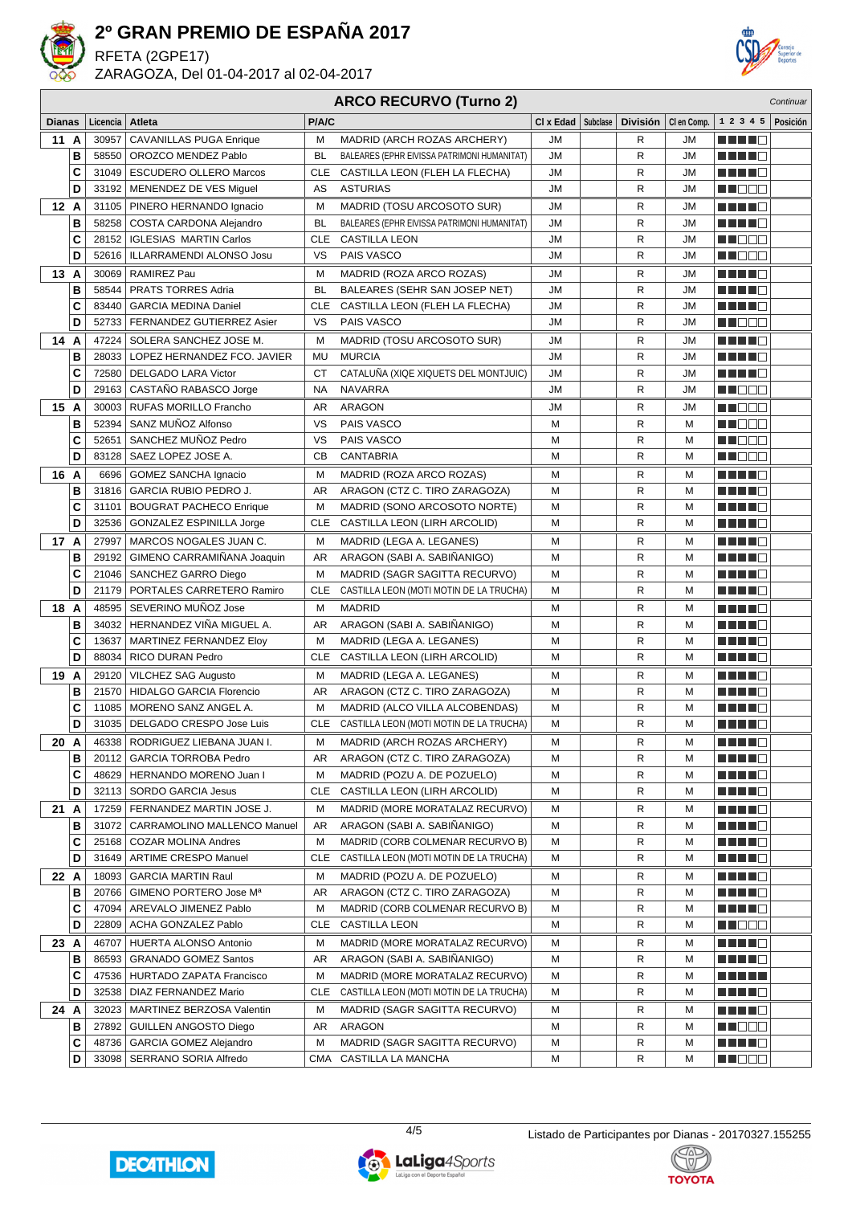# 2º GRAN PREMIO DE ESPAÑA 2017

RFETA (2GPE17)

ZARAGOZA, Del 01-04-2017 al 02-04-2017

## ARCO RECURVO (Turno 2)

*Continuar*

| Dianas | | Licencia | Atleta | P/A/C | | Cl x Edad | Subclase | División | Cl en Comp. | 1 2 3 4 5 | Posición |
|---|---|---|---|---|---|---|---|---|---|---|---|
| 11 | A | 30957 | CAVANILLAS PUGA Enrique | M | MADRID (ARCH ROZAS ARCHERY) | JM | | R | JM | ■■■■□ | |
| | B | 58550 | OROZCO MENDEZ Pablo | BL | BALEARES (EPHR EIVISSA PATRIMONI HUMANITAT) | JM | | R | JM | ■■■■□ | |
| | C | 31049 | ESCUDERO OLLERO Marcos | CLE | CASTILLA LEON (FLEH LA FLECHA) | JM | | R | JM | ■■■■□ | |
| | D | 33192 | MENENDEZ DE VES Miguel | AS | ASTURIAS | JM | | R | JM | ■■□□□ | |
| 12 | A | 31105 | PINERO HERNANDO Ignacio | M | MADRID (TOSU ARCOSOTO SUR) | JM | | R | JM | ■■■■□ | |
| | B | 58258 | COSTA CARDONA Alejandro | BL | BALEARES (EPHR EIVISSA PATRIMONI HUMANITAT) | JM | | R | JM | ■■■■□ | |
| | C | 28152 | IGLESIAS MARTIN Carlos | CLE | CASTILLA LEON | JM | | R | JM | ■■□□□ | |
| | D | 52616 | ILLARRAMENDI ALONSO Josu | VS | PAIS VASCO | JM | | R | JM | ■■□□□ | |
| 13 | A | 30069 | RAMIREZ Pau | M | MADRID (ROZA ARCO ROZAS) | JM | | R | JM | ■■■■□ | |
| | B | 58544 | PRATS TORRES Adria | BL | BALEARES (SEHR SAN JOSEP NET) | JM | | R | JM | ■■■■□ | |
| | C | 83440 | GARCIA MEDINA Daniel | CLE | CASTILLA LEON (FLEH LA FLECHA) | JM | | R | JM | ■■■■□ | |
| | D | 52733 | FERNANDEZ GUTIERREZ Asier | VS | PAIS VASCO | JM | | R | JM | ■■□□□ | |
| 14 | A | 47224 | SOLERA SANCHEZ JOSE M. | M | MADRID (TOSU ARCOSOTO SUR) | JM | | R | JM | ■■■■□ | |
| | B | 28033 | LOPEZ HERNANDEZ FCO. JAVIER | MU | MURCIA | JM | | R | JM | ■■■■□ | |
| | C | 72580 | DELGADO LARA Victor | CT | CATALUÑA (XIQE XIQUETS DEL MONTJUIC) | JM | | R | JM | ■■■■□ | |
| | D | 29163 | CASTAÑO RABASCO Jorge | NA | NAVARRA | JM | | R | JM | ■■□□□ | |
| 15 | A | 30003 | RUFAS MORILLO Francho | AR | ARAGON | JM | | R | JM | ■■□□□ | |
| | B | 52394 | SANZ MUÑOZ Alfonso | VS | PAIS VASCO | M | | R | M | ■■□□□ | |
| | C | 52651 | SANCHEZ MUÑOZ Pedro | VS | PAIS VASCO | M | | R | M | ■■□□□ | |
| | D | 83128 | SAEZ LOPEZ JOSE A. | CB | CANTABRIA | M | | R | M | ■■□□□ | |
| 16 | A | 6696 | GOMEZ SANCHA Ignacio | M | MADRID (ROZA ARCO ROZAS) | M | | R | M | ■■■■□ | |
| | B | 31816 | GARCIA RUBIO PEDRO J. | AR | ARAGON (CTZ C. TIRO ZARAGOZA) | M | | R | M | ■■■■□ | |
| | C | 31101 | BOUGRAT PACHECO Enrique | M | MADRID (SONO ARCOSOTO NORTE) | M | | R | M | ■■■■□ | |
| | D | 32536 | GONZALEZ ESPINILLA Jorge | CLE | CASTILLA LEON (LIRH ARCOLID) | M | | R | M | ■■■■□ | |
| 17 | A | 27997 | MARCOS NOGALES JUAN C. | M | MADRID (LEGA A. LEGANES) | M | | R | M | ■■■■□ | |
| | B | 29192 | GIMENO CARRAMIÑANA Joaquin | AR | ARAGON (SABI A. SABIÑANIGO) | M | | R | M | ■■■■□ | |
| | C | 21046 | SANCHEZ GARRO Diego | M | MADRID (SAGR SAGITTA RECURVO) | M | | R | M | ■■■■□ | |
| | D | 21179 | PORTALES CARRETERO Ramiro | CLE | CASTILLA LEON (MOTI MOTIN DE LA TRUCHA) | M | | R | M | ■■■■□ | |
| 18 | A | 48595 | SEVERINO MUÑOZ Jose | M | MADRID | M | | R | M | ■■■■□ | |
| | B | 34032 | HERNANDEZ VIÑA MIGUEL A. | AR | ARAGON (SABI A. SABIÑANIGO) | M | | R | M | ■■■■□ | |
| | C | 13637 | MARTINEZ FERNANDEZ Eloy | M | MADRID (LEGA A. LEGANES) | M | | R | M | ■■■■□ | |
| | D | 88034 | RICO DURAN Pedro | CLE | CASTILLA LEON (LIRH ARCOLID) | M | | R | M | ■■■■□ | |
| 19 | A | 29120 | VILCHEZ SAG Augusto | M | MADRID (LEGA A. LEGANES) | M | | R | M | ■■■■□ | |
| | B | 21570 | HIDALGO GARCIA Florencio | AR | ARAGON (CTZ C. TIRO ZARAGOZA) | M | | R | M | ■■■■□ | |
| | C | 11085 | MORENO SANZ ANGEL A. | M | MADRID (ALCO VILLA ALCOBENDAS) | M | | R | M | ■■■■□ | |
| | D | 31035 | DELGADO CRESPO Jose Luis | CLE | CASTILLA LEON (MOTI MOTIN DE LA TRUCHA) | M | | R | M | ■■■■□ | |
| 20 | A | 46338 | RODRIGUEZ LIEBANA JUAN I. | M | MADRID (ARCH ROZAS ARCHERY) | M | | R | M | ■■■■□ | |
| | B | 20112 | GARCIA TORROBA Pedro | AR | ARAGON (CTZ C. TIRO ZARAGOZA) | M | | R | M | ■■■■□ | |
| | C | 48629 | HERNANDO MORENO Juan I | M | MADRID (POZU A. DE POZUELO) | M | | R | M | ■■■■□ | |
| | D | 32113 | SORDO GARCIA Jesus | CLE | CASTILLA LEON (LIRH ARCOLID) | M | | R | M | ■■■■□ | |
| 21 | A | 17259 | FERNANDEZ MARTIN JOSE J. | M | MADRID (MORE MORATALAZ RECURVO) | M | | R | M | ■■■■□ | |
| | B | 31072 | CARRAMOLINO MALLENCO Manuel | AR | ARAGON (SABI A. SABIÑANIGO) | M | | R | M | ■■■■□ | |
| | C | 25168 | COZAR MOLINA Andres | M | MADRID (CORB COLMENAR RECURVO B) | M | | R | M | ■■■■□ | |
| | D | 31649 | ARTIME CRESPO Manuel | CLE | CASTILLA LEON (MOTI MOTIN DE LA TRUCHA) | M | | R | M | ■■■■□ | |
| 22 | A | 18093 | GARCIA MARTIN Raul | M | MADRID (POZU A. DE POZUELO) | M | | R | M | ■■■■□ | |
| | B | 20766 | GIMENO PORTERO Jose Mª | AR | ARAGON (CTZ C. TIRO ZARAGOZA) | M | | R | M | ■■■■□ | |
| | C | 47094 | AREVALO JIMENEZ Pablo | M | MADRID (CORB COLMENAR RECURVO B) | M | | R | M | ■■■■□ | |
| | D | 22809 | ACHA GONZALEZ Pablo | CLE | CASTILLA LEON | M | | R | M | ■■□□□ | |
| 23 | A | 46707 | HUERTA ALONSO Antonio | M | MADRID (MORE MORATALAZ RECURVO) | M | | R | M | ■■■■□ | |
| | B | 86593 | GRANADO GOMEZ Santos | AR | ARAGON (SABI A. SABIÑANIGO) | M | | R | M | ■■■■□ | |
| | C | 47536 | HURTADO ZAPATA Francisco | M | MADRID (MORE MORATALAZ RECURVO) | M | | R | M | ■■■■■ | |
| | D | 32538 | DIAZ FERNANDEZ Mario | CLE | CASTILLA LEON (MOTI MOTIN DE LA TRUCHA) | M | | R | M | ■■■■□ | |
| 24 | A | 32023 | MARTINEZ BERZOSA Valentin | M | MADRID (SAGR SAGITTA RECURVO) | M | | R | M | ■■■■□ | |
| | B | 27892 | GUILLEN ANGOSTO Diego | AR | ARAGON | M | | R | M | ■■□□□ | |
| | C | 48736 | GARCIA GOMEZ Alejandro | M | MADRID (SAGR SAGITTA RECURVO) | M | | R | M | ■■■■□ | |
| | D | 33098 | SERRANO SORIA Alfredo | CMA | CASTILLA LA MANCHA | M | | R | M | ■■□□□ | |

Listado de Participantes por Dianas - 20170327.155255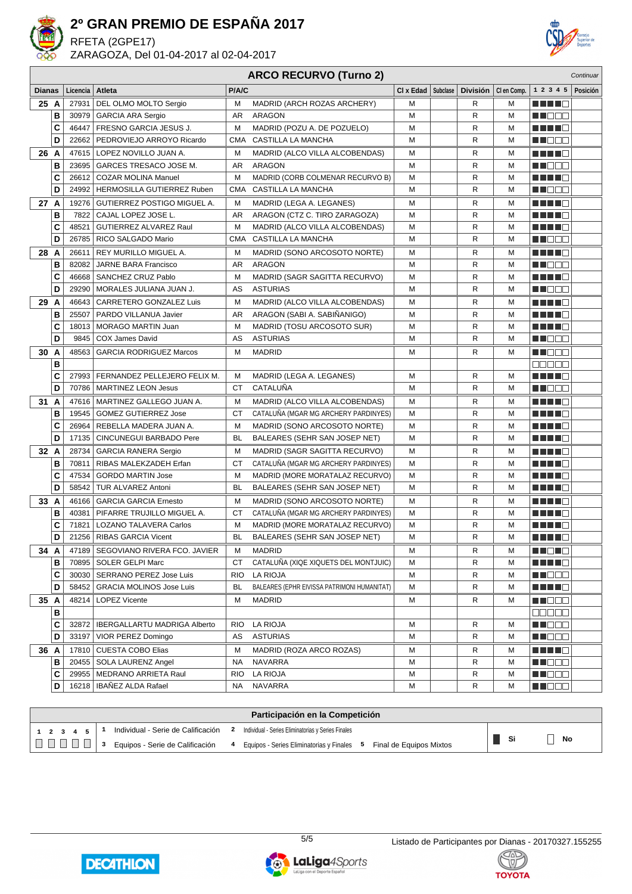# 2º GRAN PREMIO DE ESPAÑA 2017

RFETA (2GPE17)

ZARAGOZA, Del 01-04-2017 al 02-04-2017

## ARCO RECURVO (Turno 2)

*Continuar*

| Dianas | | Licencia | Atleta | P/A/C | | Cl x Edad | Subclase | División | Cl en Comp. | 1 2 3 4 5 | Posición |
|---|---|---|---|---|---|---|---|---|---|---|---|
| 25 | A | 27931 | DEL OLMO MOLTO Sergio | M | MADRID (ARCH ROZAS ARCHERY) | M | | R | M | ■■■■□ | |
| | B | 30979 | GARCIA ARA Sergio | AR | ARAGON | M | | R | M | ■■□□□ | |
| | C | 46447 | FRESNO GARCIA JESUS J. | M | MADRID (POZU A. DE POZUELO) | M | | R | M | ■■■■□ | |
| | D | 22662 | PEDROVIEJO ARROYO Ricardo | CMA | CASTILLA LA MANCHA | M | | R | M | ■■□□□ | |
| 26 | A | 47615 | LOPEZ NOVILLO JUAN A. | M | MADRID (ALCO VILLA ALCOBENDAS) | M | | R | M | ■■■■□ | |
| | B | 23695 | GARCES TRESACO JOSE M. | AR | ARAGON | M | | R | M | ■■□□□ | |
| | C | 26612 | COZAR MOLINA Manuel | M | MADRID (CORB COLMENAR RECURVO B) | M | | R | M | ■■■■□ | |
| | D | 24992 | HERMOSILLA GUTIERREZ Ruben | CMA | CASTILLA LA MANCHA | M | | R | M | ■■□□□ | |
| 27 | A | 19276 | GUTIERREZ POSTIGO MIGUEL A. | M | MADRID (LEGA A. LEGANES) | M | | R | M | ■■■■□ | |
| | B | 7822 | CAJAL LOPEZ JOSE L. | AR | ARAGON (CTZ C. TIRO ZARAGOZA) | M | | R | M | ■■■■□ | |
| | C | 48521 | GUTIERREZ ALVAREZ Raul | M | MADRID (ALCO VILLA ALCOBENDAS) | M | | R | M | ■■■■□ | |
| | D | 26785 | RICO SALGADO Mario | CMA | CASTILLA LA MANCHA | M | | R | M | ■■□□□ | |
| 28 | A | 26611 | REY MURILLO MIGUEL A. | M | MADRID (SONO ARCOSOTO NORTE) | M | | R | M | ■■■■□ | |
| | B | 82082 | JARNE BARA Francisco | AR | ARAGON | M | | R | M | ■■□□□ | |
| | C | 46668 | SANCHEZ CRUZ Pablo | M | MADRID (SAGR SAGITTA RECURVO) | M | | R | M | ■■■■□ | |
| | D | 29290 | MORALES JULIANA JUAN J. | AS | ASTURIAS | M | | R | M | ■■□□□ | |
| 29 | A | 46643 | CARRETERO GONZALEZ Luis | M | MADRID (ALCO VILLA ALCOBENDAS) | M | | R | M | ■■■■□ | |
| | B | 25507 | PARDO VILLANUA Javier | AR | ARAGON (SABI A. SABIÑANIGO) | M | | R | M | ■■■■□ | |
| | C | 18013 | MORAGO MARTIN Juan | M | MADRID (TOSU ARCOSOTO SUR) | M | | R | M | ■■■■□ | |
| | D | 9845 | COX James David | AS | ASTURIAS | M | | R | M | ■■□□□ | |
| 30 | A | 48563 | GARCIA RODRIGUEZ Marcos | M | MADRID | M | | R | M | ■■□□□ | |
| | B | | | | | | | | | □□□□□ | |
| | C | 27993 | FERNANDEZ PELLEJERO FELIX M. | M | MADRID (LEGA A. LEGANES) | M | | R | M | ■■■■□ | |
| | D | 70786 | MARTINEZ LEON Jesus | CT | CATALUÑA | M | | R | M | ■■□□□ | |
| 31 | A | 47616 | MARTINEZ GALLEGO JUAN A. | M | MADRID (ALCO VILLA ALCOBENDAS) | M | | R | M | ■■■■□ | |
| | B | 19545 | GOMEZ GUTIERREZ Jose | CT | CATALUÑA (MGAR MG ARCHERY PARDINYES) | M | | R | M | ■■■■□ | |
| | C | 26964 | REBELLA MADERA JUAN A. | M | MADRID (SONO ARCOSOTO NORTE) | M | | R | M | ■■■■□ | |
| | D | 17135 | CINCUNEGUI BARBADO Pere | BL | BALEARES (SEHR SAN JOSEP NET) | M | | R | M | ■■■■□ | |
| 32 | A | 28734 | GARCIA RANERA Sergio | M | MADRID (SAGR SAGITTA RECURVO) | M | | R | M | ■■■■□ | |
| | B | 70811 | RIBAS MALEKZADEH Erfan | CT | CATALUÑA (MGAR MG ARCHERY PARDINYES) | M | | R | M | ■■■■□ | |
| | C | 47534 | GORDO MARTIN Jose | M | MADRID (MORE MORATALAZ RECURVO) | M | | R | M | ■■■■□ | |
| | D | 58542 | TUR ALVAREZ Antoni | BL | BALEARES (SEHR SAN JOSEP NET) | M | | R | M | ■■■■□ | |
| 33 | A | 46166 | GARCIA GARCIA Ernesto | M | MADRID (SONO ARCOSOTO NORTE) | M | | R | M | ■■■■□ | |
| | B | 40381 | PIFARRE TRUJILLO MIGUEL A. | CT | CATALUÑA (MGAR MG ARCHERY PARDINYES) | M | | R | M | ■■■■□ | |
| | C | 71821 | LOZANO TALAVERA Carlos | M | MADRID (MORE MORATALAZ RECURVO) | M | | R | M | ■■■■□ | |
| | D | 21256 | RIBAS GARCIA Vicent | BL | BALEARES (SEHR SAN JOSEP NET) | M | | R | M | ■■■■□ | |
| 34 | A | 47189 | SEGOVIANO RIVERA FCO. JAVIER | M | MADRID | M | | R | M | ■■□■□ | |
| | B | 70895 | SOLER GELPI Marc | CT | CATALUÑA (XIQE XIQUETS DEL MONTJUIC) | M | | R | M | ■■■■□ | |
| | C | 30030 | SERRANO PEREZ Jose Luis | RIO | LA RIOJA | M | | R | M | ■■□□□ | |
| | D | 58452 | GRACIA MOLINOS Jose Luis | BL | BALEARES (EPHR EIVISSA PATRIMONI HUMANITAT) | M | | R | M | ■■■■□ | |
| 35 | A | 48214 | LOPEZ Vicente | M | MADRID | M | | R | M | ■■□□□ | |
| | B | | | | | | | | | □□□□□ | |
| | C | 32872 | IBERGALLARTU MADRIGA Alberto | RIO | LA RIOJA | M | | R | M | ■■□□□ | |
| | D | 33197 | VIOR PEREZ Domingo | AS | ASTURIAS | M | | R | M | ■■□□□ | |
| 36 | A | 17810 | CUESTA COBO Elias | M | MADRID (ROZA ARCO ROZAS) | M | | R | M | ■■■■□ | |
| | B | 20455 | SOLA LAURENZ Angel | NA | NAVARRA | M | | R | M | ■■□□□ | |
| | C | 29955 | MEDRANO ARRIETA Raul | RIO | LA RIOJA | M | | R | M | ■■□□□ | |
| | D | 16218 | IBAÑEZ ALDA Rafael | NA | NAVARRA | M | | R | M | ■■□□□ | |

### Participación en la Competición

| 1 2 3 4 5 | | | |
|---|---|---|---|
| □ □ □ □ □ | 1 Individual - Serie de Calificación | 2 Individual - Series Eliminatorias y Series Finales | ■ Si |
| | 3 Equipos - Serie de Calificación | 4 Equipos - Series Eliminatorias y Finales 5 Final de Equipos Mixtos | □ No |

Listado de Participantes por Dianas - 20170327.155255